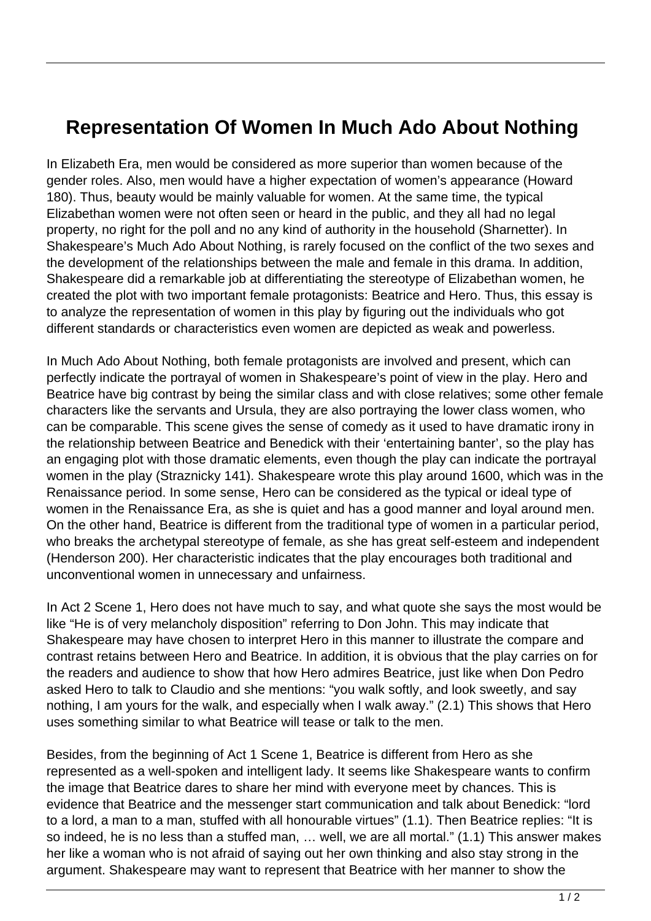# Representation Of Women In Much Ado About Nothing

In Elizabeth Era, men would be considered as more superior than women because of the gender roles. Also, men would have a higher expectation of women's appearance (Howard 180). Thus, beauty would be mainly valuable for women. At the same time, the typical Elizabethan women were not often seen or heard in the public, and they all had no legal property, no right for the poll and no any kind of authority in the household (Sharnetter). In Shakespeare's Much Ado About Nothing, is rarely focused on the conflict of the two sexes and the development of the relationships between the male and female in this drama. In addition, Shakespeare did a remarkable job at differentiating the stereotype of Elizabethan women, he created the plot with two important female protagonists: Beatrice and Hero. Thus, this essay is to analyze the representation of women in this play by figuring out the individuals who got different standards or characteristics even women are depicted as weak and powerless.

In Much Ado About Nothing, both female protagonists are involved and present, which can perfectly indicate the portrayal of women in Shakespeare's point of view in the play. Hero and Beatrice have big contrast by being the similar class and with close relatives; some other female characters like the servants and Ursula, they are also portraying the lower class women, who can be comparable. This scene gives the sense of comedy as it used to have dramatic irony in the relationship between Beatrice and Benedick with their 'entertaining banter', so the play has an engaging plot with those dramatic elements, even though the play can indicate the portrayal women in the play (Straznicky 141). Shakespeare wrote this play around 1600, which was in the Renaissance period. In some sense, Hero can be considered as the typical or ideal type of women in the Renaissance Era, as she is quiet and has a good manner and loyal around men. On the other hand, Beatrice is different from the traditional type of women in a particular period, who breaks the archetypal stereotype of female, as she has great self-esteem and independent (Henderson 200). Her characteristic indicates that the play encourages both traditional and unconventional women in unnecessary and unfairness.

In Act 2 Scene 1, Hero does not have much to say, and what quote she says the most would be like "He is of very melancholy disposition" referring to Don John. This may indicate that Shakespeare may have chosen to interpret Hero in this manner to illustrate the compare and contrast retains between Hero and Beatrice. In addition, it is obvious that the play carries on for the readers and audience to show that how Hero admires Beatrice, just like when Don Pedro asked Hero to talk to Claudio and she mentions: "you walk softly, and look sweetly, and say nothing, I am yours for the walk, and especially when I walk away." (2.1) This shows that Hero uses something similar to what Beatrice will tease or talk to the men.

Besides, from the beginning of Act 1 Scene 1, Beatrice is different from Hero as she represented as a well-spoken and intelligent lady. It seems like Shakespeare wants to confirm the image that Beatrice dares to share her mind with everyone meet by chances. This is evidence that Beatrice and the messenger start communication and talk about Benedick: "lord to a lord, a man to a man, stuffed with all honourable virtues" (1.1). Then Beatrice replies: "It is so indeed, he is no less than a stuffed man, … well, we are all mortal." (1.1) This answer makes her like a woman who is not afraid of saying out her own thinking and also stay strong in the argument. Shakespeare may want to represent that Beatrice with her manner to show the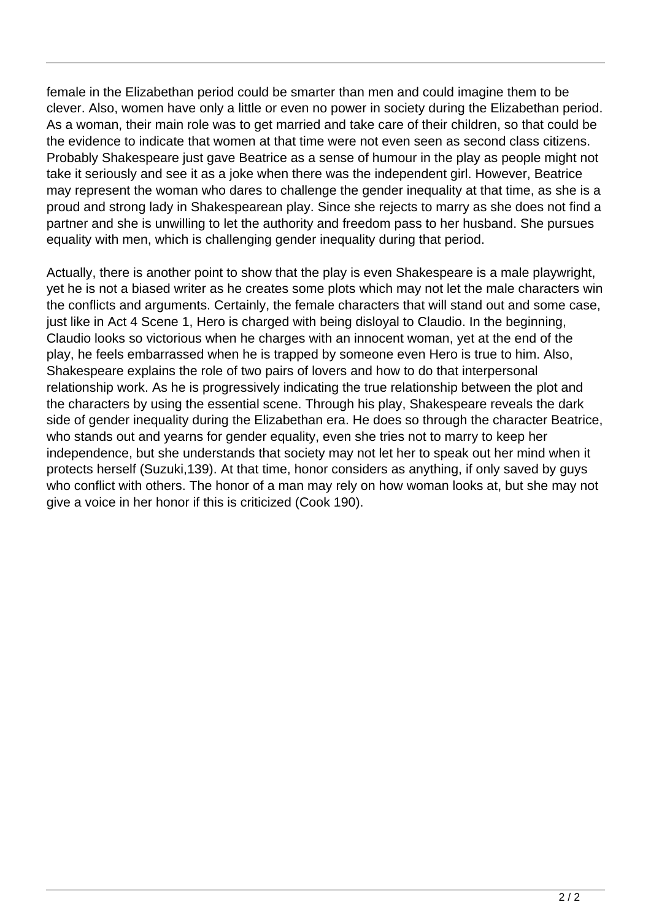female in the Elizabethan period could be smarter than men and could imagine them to be clever. Also, women have only a little or even no power in society during the Elizabethan period. As a woman, their main role was to get married and take care of their children, so that could be the evidence to indicate that women at that time were not even seen as second class citizens. Probably Shakespeare just gave Beatrice as a sense of humour in the play as people might not take it seriously and see it as a joke when there was the independent girl. However, Beatrice may represent the woman who dares to challenge the gender inequality at that time, as she is a proud and strong lady in Shakespearean play. Since she rejects to marry as she does not find a partner and she is unwilling to let the authority and freedom pass to her husband. She pursues equality with men, which is challenging gender inequality during that period.

Actually, there is another point to show that the play is even Shakespeare is a male playwright, yet he is not a biased writer as he creates some plots which may not let the male characters win the conflicts and arguments. Certainly, the female characters that will stand out and some case, just like in Act 4 Scene 1, Hero is charged with being disloyal to Claudio. In the beginning, Claudio looks so victorious when he charges with an innocent woman, yet at the end of the play, he feels embarrassed when he is trapped by someone even Hero is true to him. Also, Shakespeare explains the role of two pairs of lovers and how to do that interpersonal relationship work. As he is progressively indicating the true relationship between the plot and the characters by using the essential scene. Through his play, Shakespeare reveals the dark side of gender inequality during the Elizabethan era. He does so through the character Beatrice, who stands out and yearns for gender equality, even she tries not to marry to keep her independence, but she understands that society may not let her to speak out her mind when it protects herself (Suzuki,139). At that time, honor considers as anything, if only saved by guys who conflict with others. The honor of a man may rely on how woman looks at, but she may not give a voice in her honor if this is criticized (Cook 190).